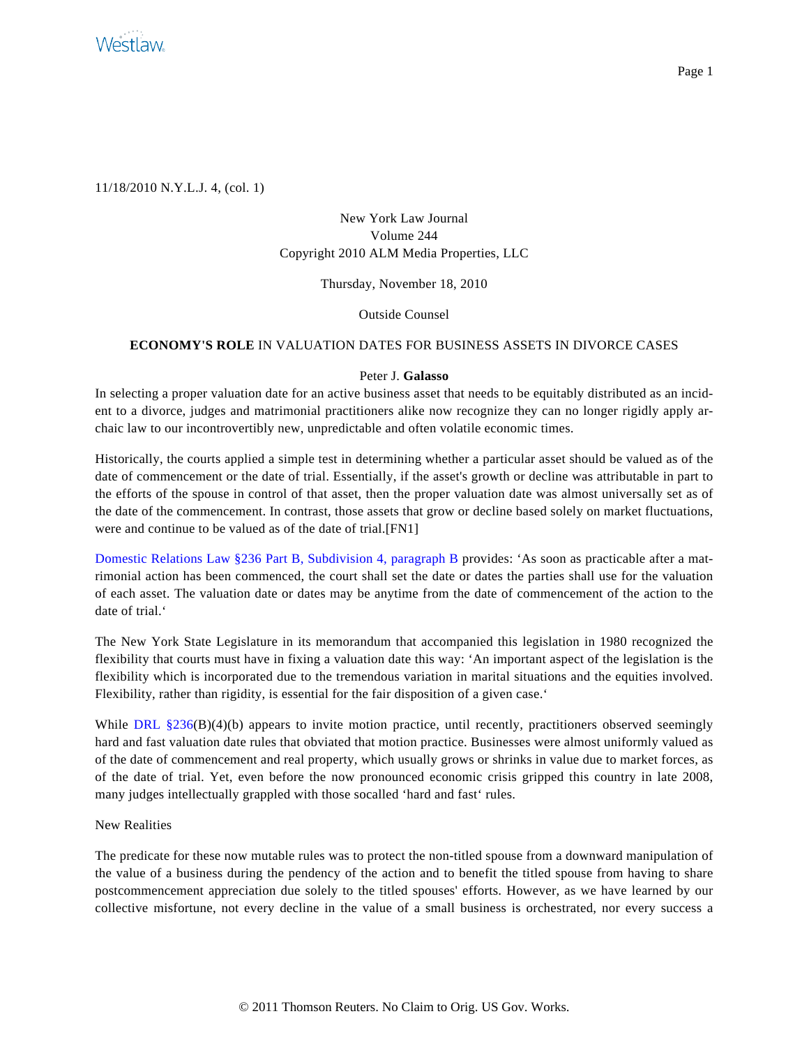11/18/2010 N.Y.L.J. 4, (col. 1)

New York Law Journal
Volume 244
Copyright 2010 ALM Media Properties, LLC

Thursday, November 18, 2010

Outside Counsel

**ECONOMY'S ROLE** IN VALUATION DATES FOR BUSINESS ASSETS IN DIVORCE CASES

Peter J. **Galasso**

In selecting a proper valuation date for an active business asset that needs to be equitably distributed as an incident to a divorce, judges and matrimonial practitioners alike now recognize they can no longer rigidly apply archaic law to our incontrovertibly new, unpredictable and often volatile economic times.

Historically, the courts applied a simple test in determining whether a particular asset should be valued as of the date of commencement or the date of trial. Essentially, if the asset's growth or decline was attributable in part to the efforts of the spouse in control of that asset, then the proper valuation date was almost universally set as of the date of the commencement. In contrast, those assets that grow or decline based solely on market fluctuations, were and continue to be valued as of the date of trial.[FN1]

Domestic Relations Law §236 Part B, Subdivision 4, paragraph B provides: ‘As soon as practicable after a matrimonial action has been commenced, the court shall set the date or dates the parties shall use for the valuation of each asset. The valuation date or dates may be anytime from the date of commencement of the action to the date of trial.‘

The New York State Legislature in its memorandum that accompanied this legislation in 1980 recognized the flexibility that courts must have in fixing a valuation date this way: ‘An important aspect of the legislation is the flexibility which is incorporated due to the tremendous variation in marital situations and the equities involved. Flexibility, rather than rigidity, is essential for the fair disposition of a given case.‘

While DRL §236(B)(4)(b) appears to invite motion practice, until recently, practitioners observed seemingly hard and fast valuation date rules that obviated that motion practice. Businesses were almost uniformly valued as of the date of commencement and real property, which usually grows or shrinks in value due to market forces, as of the date of trial. Yet, even before the now pronounced economic crisis gripped this country in late 2008, many judges intellectually grappled with those socalled ‘hard and fast‘ rules.

New Realities

The predicate for these now mutable rules was to protect the non-titled spouse from a downward manipulation of the value of a business during the pendency of the action and to benefit the titled spouse from having to share postcommencement appreciation due solely to the titled spouses' efforts. However, as we have learned by our collective misfortune, not every decline in the value of a small business is orchestrated, nor every success a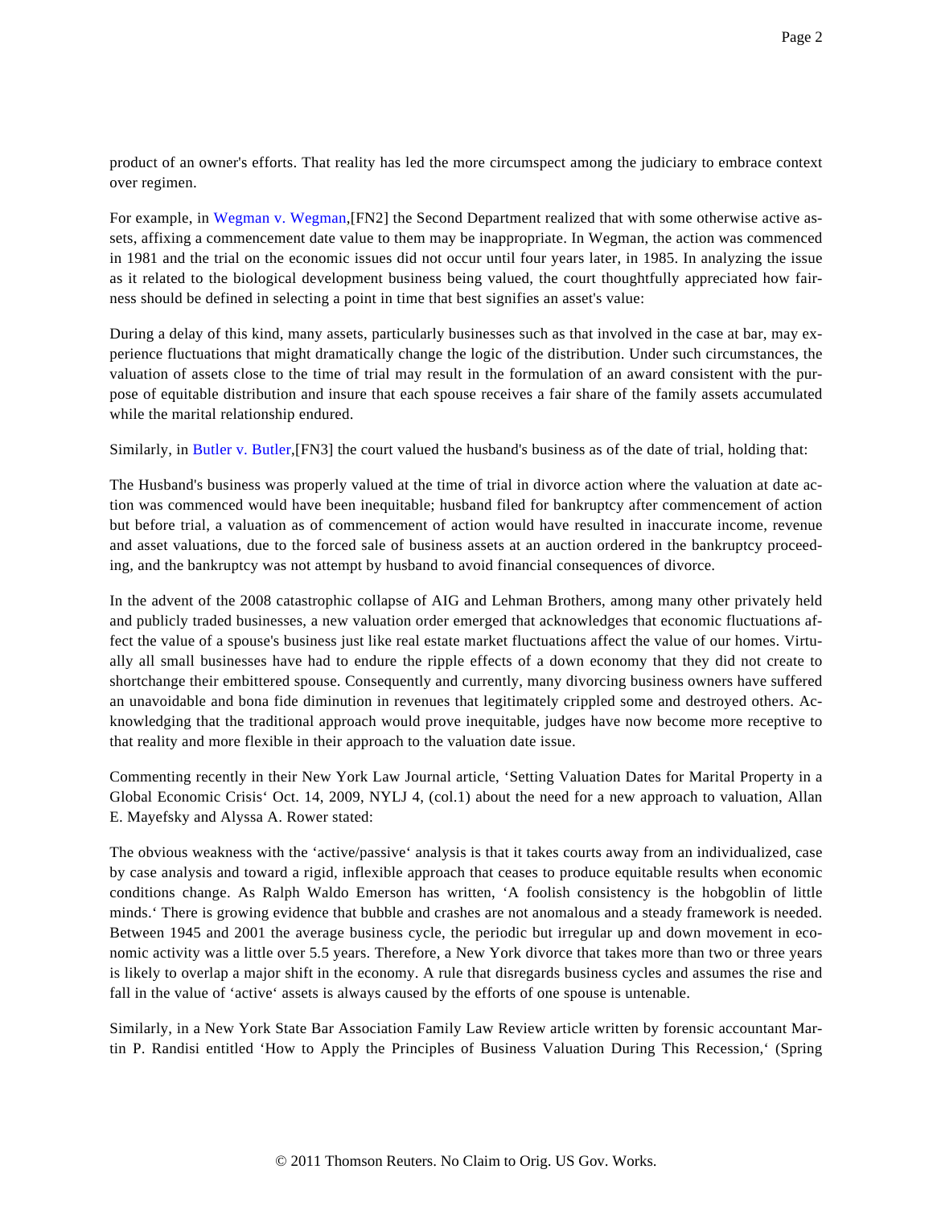product of an owner's efforts. That reality has led the more circumspect among the judiciary to embrace context over regimen.

For example, in Wegman v. Wegman,[FN2] the Second Department realized that with some otherwise active assets, affixing a commencement date value to them may be inappropriate. In Wegman, the action was commenced in 1981 and the trial on the economic issues did not occur until four years later, in 1985. In analyzing the issue as it related to the biological development business being valued, the court thoughtfully appreciated how fairness should be defined in selecting a point in time that best signifies an asset's value:

During a delay of this kind, many assets, particularly businesses such as that involved in the case at bar, may experience fluctuations that might dramatically change the logic of the distribution. Under such circumstances, the valuation of assets close to the time of trial may result in the formulation of an award consistent with the purpose of equitable distribution and insure that each spouse receives a fair share of the family assets accumulated while the marital relationship endured.

Similarly, in Butler v. Butler,[FN3] the court valued the husband's business as of the date of trial, holding that:

The Husband's business was properly valued at the time of trial in divorce action where the valuation at date action was commenced would have been inequitable; husband filed for bankruptcy after commencement of action but before trial, a valuation as of commencement of action would have resulted in inaccurate income, revenue and asset valuations, due to the forced sale of business assets at an auction ordered in the bankruptcy proceeding, and the bankruptcy was not attempt by husband to avoid financial consequences of divorce.

In the advent of the 2008 catastrophic collapse of AIG and Lehman Brothers, among many other privately held and publicly traded businesses, a new valuation order emerged that acknowledges that economic fluctuations affect the value of a spouse's business just like real estate market fluctuations affect the value of our homes. Virtually all small businesses have had to endure the ripple effects of a down economy that they did not create to shortchange their embittered spouse. Consequently and currently, many divorcing business owners have suffered an unavoidable and bona fide diminution in revenues that legitimately crippled some and destroyed others. Acknowledging that the traditional approach would prove inequitable, judges have now become more receptive to that reality and more flexible in their approach to the valuation date issue.

Commenting recently in their New York Law Journal article, 'Setting Valuation Dates for Marital Property in a Global Economic Crisis' Oct. 14, 2009, NYLJ 4, (col.1) about the need for a new approach to valuation, Allan E. Mayefsky and Alyssa A. Rower stated:

The obvious weakness with the 'active/passive' analysis is that it takes courts away from an individualized, case by case analysis and toward a rigid, inflexible approach that ceases to produce equitable results when economic conditions change. As Ralph Waldo Emerson has written, 'A foolish consistency is the hobgoblin of little minds.' There is growing evidence that bubble and crashes are not anomalous and a steady framework is needed. Between 1945 and 2001 the average business cycle, the periodic but irregular up and down movement in economic activity was a little over 5.5 years. Therefore, a New York divorce that takes more than two or three years is likely to overlap a major shift in the economy. A rule that disregards business cycles and assumes the rise and fall in the value of 'active' assets is always caused by the efforts of one spouse is untenable.

Similarly, in a New York State Bar Association Family Law Review article written by forensic accountant Martin P. Randisi entitled 'How to Apply the Principles of Business Valuation During This Recession,' (Spring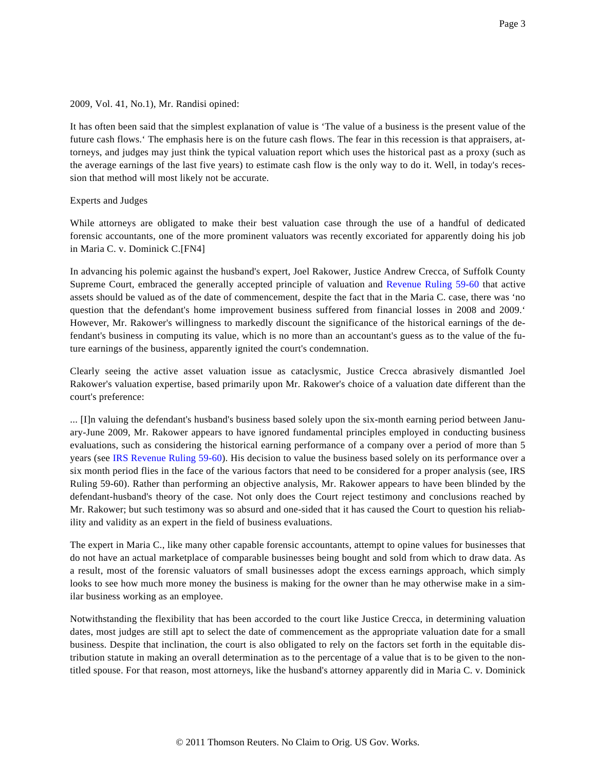2009, Vol. 41, No.1), Mr. Randisi opined:

It has often been said that the simplest explanation of value is ‘The value of a business is the present value of the future cash flows.‘ The emphasis here is on the future cash flows. The fear in this recession is that appraisers, attorneys, and judges may just think the typical valuation report which uses the historical past as a proxy (such as the average earnings of the last five years) to estimate cash flow is the only way to do it. Well, in today's recession that method will most likely not be accurate.

Experts and Judges

While attorneys are obligated to make their best valuation case through the use of a handful of dedicated forensic accountants, one of the more prominent valuators was recently excoriated for apparently doing his job in Maria C. v. Dominick C.[FN4]

In advancing his polemic against the husband's expert, Joel Rakower, Justice Andrew Crecca, of Suffolk County Supreme Court, embraced the generally accepted principle of valuation and Revenue Ruling 59-60 that active assets should be valued as of the date of commencement, despite the fact that in the Maria C. case, there was ‘no question that the defendant's home improvement business suffered from financial losses in 2008 and 2009.‘ However, Mr. Rakower's willingness to markedly discount the significance of the historical earnings of the defendant's business in computing its value, which is no more than an accountant's guess as to the value of the future earnings of the business, apparently ignited the court's condemnation.

Clearly seeing the active asset valuation issue as cataclysmic, Justice Crecca abrasively dismantled Joel Rakower's valuation expertise, based primarily upon Mr. Rakower's choice of a valuation date different than the court's preference:

... [I]n valuing the defendant's husband's business based solely upon the six-month earning period between January-June 2009, Mr. Rakower appears to have ignored fundamental principles employed in conducting business evaluations, such as considering the historical earning performance of a company over a period of more than 5 years (see IRS Revenue Ruling 59-60). His decision to value the business based solely on its performance over a six month period flies in the face of the various factors that need to be considered for a proper analysis (see, IRS Ruling 59-60). Rather than performing an objective analysis, Mr. Rakower appears to have been blinded by the defendant-husband's theory of the case. Not only does the Court reject testimony and conclusions reached by Mr. Rakower; but such testimony was so absurd and one-sided that it has caused the Court to question his reliability and validity as an expert in the field of business evaluations.

The expert in Maria C., like many other capable forensic accountants, attempt to opine values for businesses that do not have an actual marketplace of comparable businesses being bought and sold from which to draw data. As a result, most of the forensic valuators of small businesses adopt the excess earnings approach, which simply looks to see how much more money the business is making for the owner than he may otherwise make in a similar business working as an employee.

Notwithstanding the flexibility that has been accorded to the court like Justice Crecca, in determining valuation dates, most judges are still apt to select the date of commencement as the appropriate valuation date for a small business. Despite that inclination, the court is also obligated to rely on the factors set forth in the equitable distribution statute in making an overall determination as to the percentage of a value that is to be given to the non-titled spouse. For that reason, most attorneys, like the husband's attorney apparently did in Maria C. v. Dominick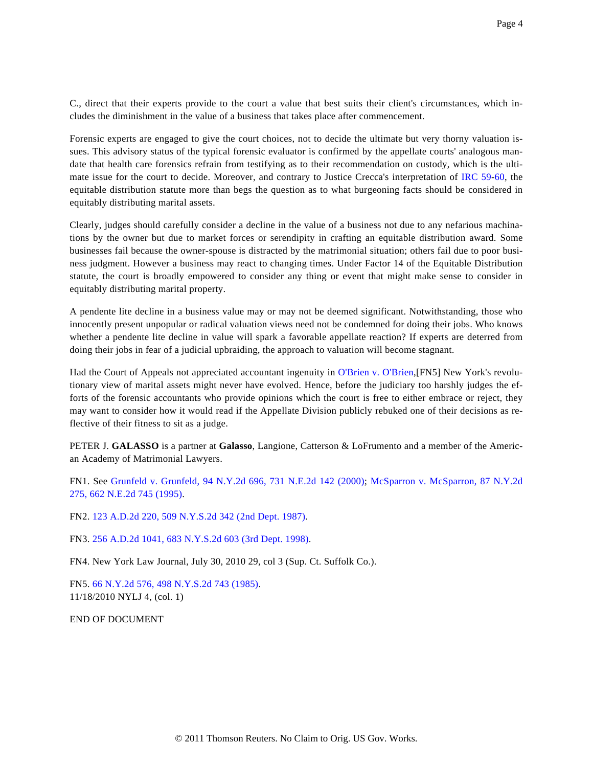C., direct that their experts provide to the court a value that best suits their client's circumstances, which includes the diminishment in the value of a business that takes place after commencement.

Forensic experts are engaged to give the court choices, not to decide the ultimate but very thorny valuation issues. This advisory status of the typical forensic evaluator is confirmed by the appellate courts' analogous mandate that health care forensics refrain from testifying as to their recommendation on custody, which is the ultimate issue for the court to decide. Moreover, and contrary to Justice Crecca's interpretation of IRC 59-60, the equitable distribution statute more than begs the question as to what burgeoning facts should be considered in equitably distributing marital assets.

Clearly, judges should carefully consider a decline in the value of a business not due to any nefarious machinations by the owner but due to market forces or serendipity in crafting an equitable distribution award. Some businesses fail because the owner-spouse is distracted by the matrimonial situation; others fail due to poor business judgment. However a business may react to changing times. Under Factor 14 of the Equitable Distribution statute, the court is broadly empowered to consider any thing or event that might make sense to consider in equitably distributing marital property.

A pendente lite decline in a business value may or may not be deemed significant. Notwithstanding, those who innocently present unpopular or radical valuation views need not be condemned for doing their jobs. Who knows whether a pendente lite decline in value will spark a favorable appellate reaction? If experts are deterred from doing their jobs in fear of a judicial upbraiding, the approach to valuation will become stagnant.

Had the Court of Appeals not appreciated accountant ingenuity in O'Brien v. O'Brien,[FN5] New York's revolutionary view of marital assets might never have evolved. Hence, before the judiciary too harshly judges the efforts of the forensic accountants who provide opinions which the court is free to either embrace or reject, they may want to consider how it would read if the Appellate Division publicly rebuked one of their decisions as reflective of their fitness to sit as a judge.

PETER J. **GALASSO** is a partner at **Galasso**, Langione, Catterson & LoFrumento and a member of the American Academy of Matrimonial Lawyers.

FN1. See Grunfeld v. Grunfeld, 94 N.Y.2d 696, 731 N.E.2d 142 (2000); McSparron v. McSparron, 87 N.Y.2d 275, 662 N.E.2d 745 (1995).

FN2. 123 A.D.2d 220, 509 N.Y.S.2d 342 (2nd Dept. 1987).

FN3. 256 A.D.2d 1041, 683 N.Y.S.2d 603 (3rd Dept. 1998).

FN4. New York Law Journal, July 30, 2010 29, col 3 (Sup. Ct. Suffolk Co.).

FN5. 66 N.Y.2d 576, 498 N.Y.S.2d 743 (1985).
11/18/2010 NYLJ 4, (col. 1)

END OF DOCUMENT